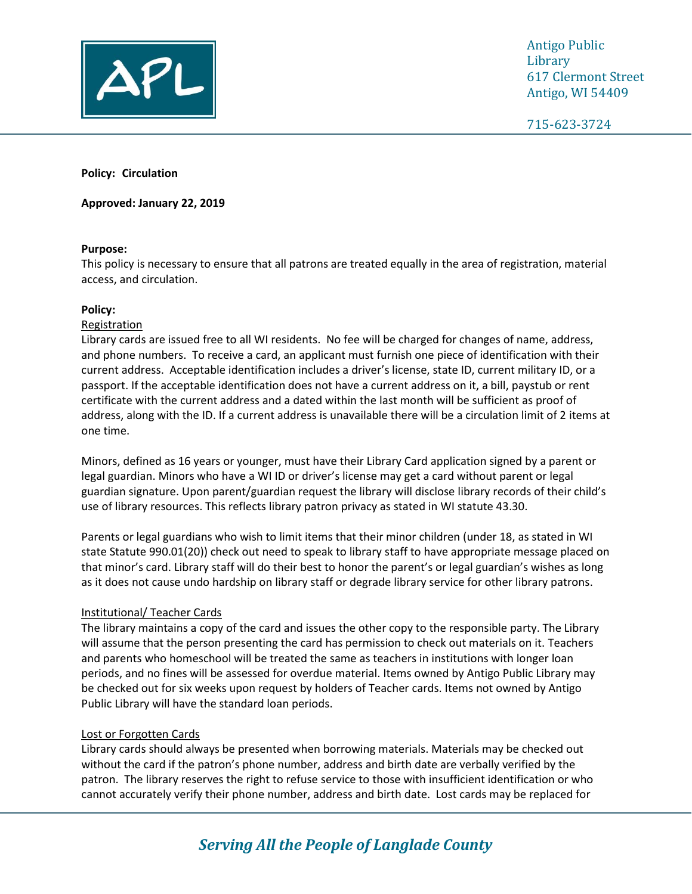Antigo Public Library
617 Clermont Street
Antigo, WI 54409

715-623-3724

**Policy: Circulation**

**Approved: January 22, 2019**

**Purpose:**
This policy is necessary to ensure that all patrons are treated equally in the area of registration, material access, and circulation.

**Policy:**

Registration

Library cards are issued free to all WI residents. No fee will be charged for changes of name, address, and phone numbers. To receive a card, an applicant must furnish one piece of identification with their current address. Acceptable identification includes a driver's license, state ID, current military ID, or a passport. If the acceptable identification does not have a current address on it, a bill, paystub or rent certificate with the current address and a dated within the last month will be sufficient as proof of address, along with the ID. If a current address is unavailable there will be a circulation limit of 2 items at one time.

Minors, defined as 16 years or younger, must have their Library Card application signed by a parent or legal guardian. Minors who have a WI ID or driver's license may get a card without parent or legal guardian signature. Upon parent/guardian request the library will disclose library records of their child's use of library resources. This reflects library patron privacy as stated in WI statute 43.30.

Parents or legal guardians who wish to limit items that their minor children (under 18, as stated in WI state Statute 990.01(20)) check out need to speak to library staff to have appropriate message placed on that minor's card. Library staff will do their best to honor the parent's or legal guardian's wishes as long as it does not cause undo hardship on library staff or degrade library service for other library patrons.

Institutional/ Teacher Cards

The library maintains a copy of the card and issues the other copy to the responsible party. The Library will assume that the person presenting the card has permission to check out materials on it. Teachers and parents who homeschool will be treated the same as teachers in institutions with longer loan periods, and no fines will be assessed for overdue material. Items owned by Antigo Public Library may be checked out for six weeks upon request by holders of Teacher cards. Items not owned by Antigo Public Library will have the standard loan periods.

Lost or Forgotten Cards

Library cards should always be presented when borrowing materials. Materials may be checked out without the card if the patron's phone number, address and birth date are verbally verified by the patron. The library reserves the right to refuse service to those with insufficient identification or who cannot accurately verify their phone number, address and birth date. Lost cards may be replaced for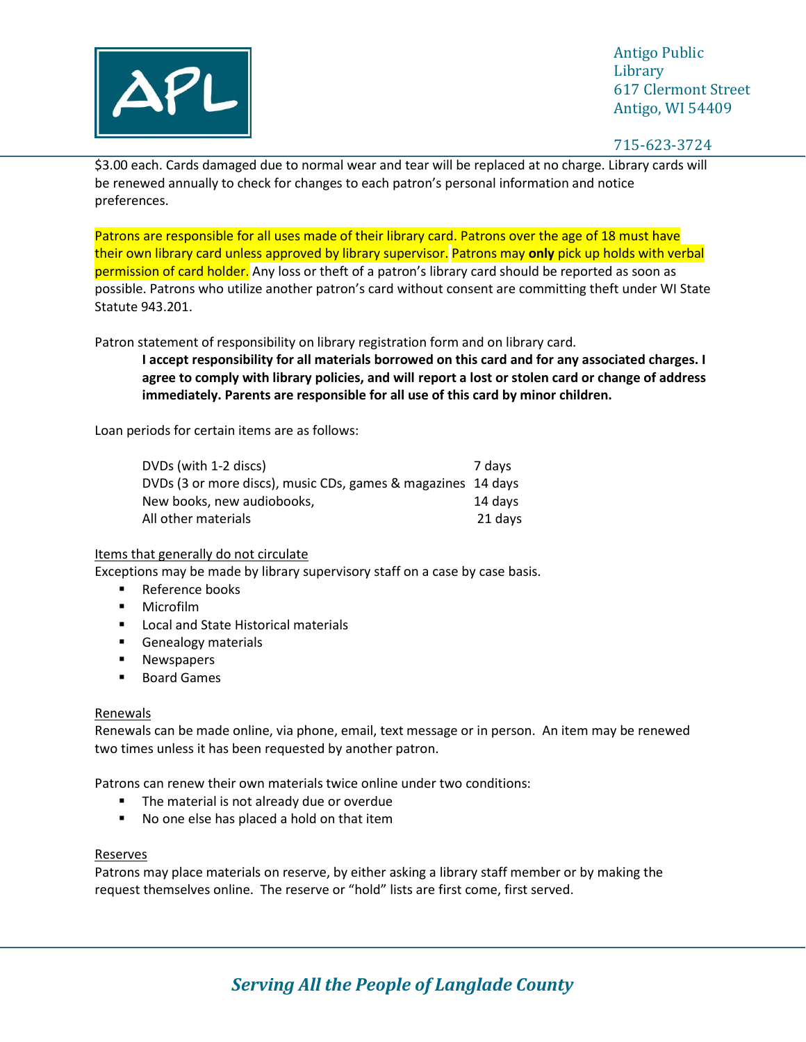$3.00 each. Cards damaged due to normal wear and tear will be replaced at no charge. Library cards will be renewed annually to check for changes to each patron's personal information and notice preferences.

Patrons are responsible for all uses made of their library card. Patrons over the age of 18 must have their own library card unless approved by library supervisor. Patrons may **only** pick up holds with verbal permission of card holder. Any loss or theft of a patron's library card should be reported as soon as possible. Patrons who utilize another patron's card without consent are committing theft under WI State Statute 943.201.

Patron statement of responsibility on library registration form and on library card.

> **I accept responsibility for all materials borrowed on this card and for any associated charges. I agree to comply with library policies, and will report a lost or stolen card or change of address immediately. Parents are responsible for all use of this card by minor children.**

Loan periods for certain items are as follows:

| | |
|---|---|
| DVDs (with 1-2 discs) | 7 days |
| DVDs (3 or more discs), music CDs, games & magazines | 14 days |
| New books, new audiobooks, | 14 days |
| All other materials | 21 days |

<u>Items that generally do not circulate</u>

Exceptions may be made by library supervisory staff on a case by case basis.

- Reference books
- Microfilm
- Local and State Historical materials
- Genealogy materials
- Newspapers
- Board Games

<u>Renewals</u>

Renewals can be made online, via phone, email, text message or in person. An item may be renewed two times unless it has been requested by another patron.

Patrons can renew their own materials twice online under two conditions:

- The material is not already due or overdue
- No one else has placed a hold on that item

<u>Reserves</u>

Patrons may place materials on reserve, by either asking a library staff member or by making the request themselves online. The reserve or "hold" lists are first come, first served.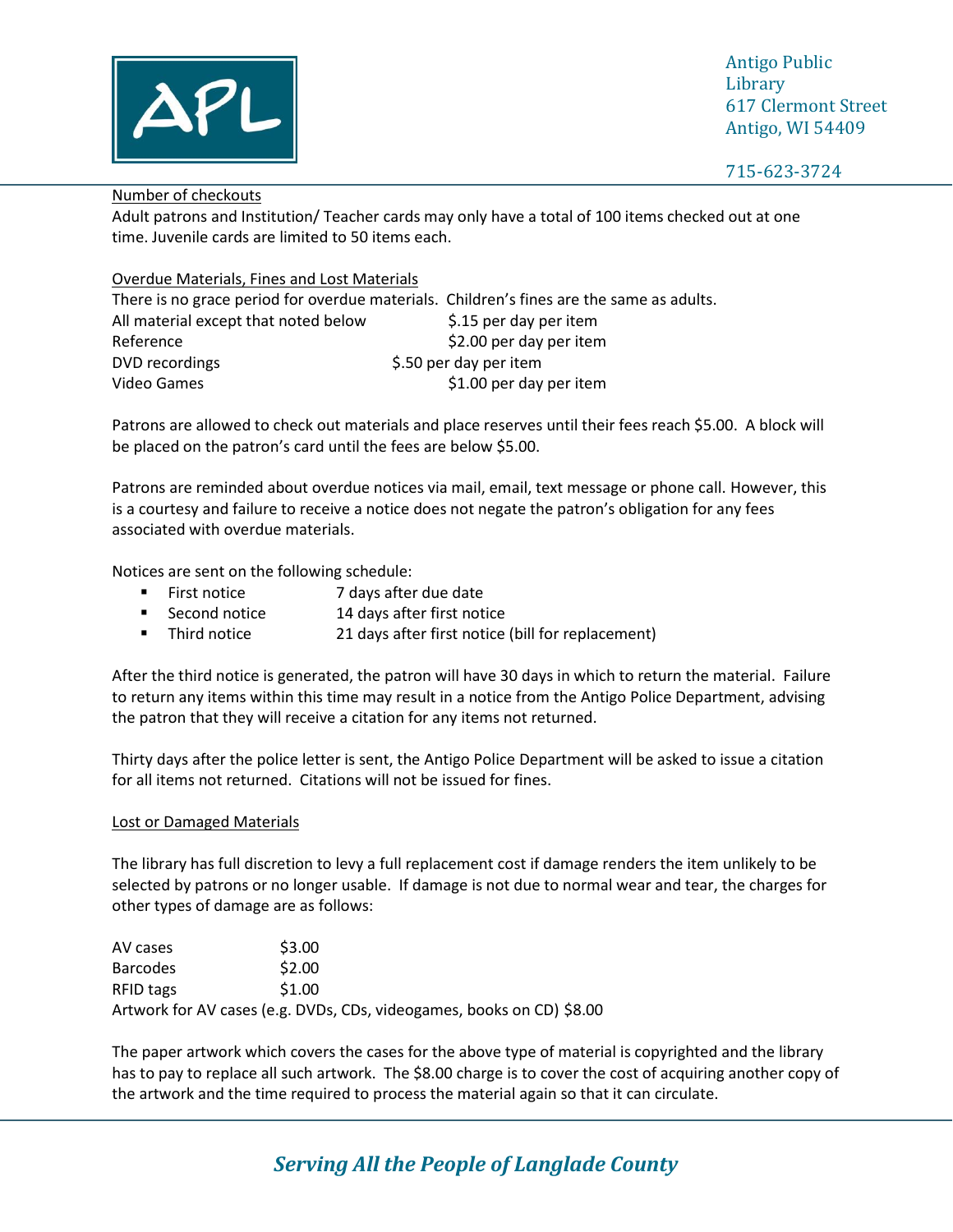## Number of checkouts

Adult patrons and Institution/ Teacher cards may only have a total of 100 items checked out at one time. Juvenile cards are limited to 50 items each.

## Overdue Materials, Fines and Lost Materials

There is no grace period for overdue materials. Children's fines are the same as adults.

| | |
|---|---|
| All material except that noted below | $.15 per day per item |
| Reference | $2.00 per day per item |
| DVD recordings | $.50 per day per item |
| Video Games | $1.00 per day per item |

Patrons are allowed to check out materials and place reserves until their fees reach $5.00. A block will be placed on the patron's card until the fees are below $5.00.

Patrons are reminded about overdue notices via mail, email, text message or phone call. However, this is a courtesy and failure to receive a notice does not negate the patron's obligation for any fees associated with overdue materials.

Notices are sent on the following schedule:

- First notice — 7 days after due date
- Second notice — 14 days after first notice
- Third notice — 21 days after first notice (bill for replacement)

After the third notice is generated, the patron will have 30 days in which to return the material. Failure to return any items within this time may result in a notice from the Antigo Police Department, advising the patron that they will receive a citation for any items not returned.

Thirty days after the police letter is sent, the Antigo Police Department will be asked to issue a citation for all items not returned. Citations will not be issued for fines.

## Lost or Damaged Materials

The library has full discretion to levy a full replacement cost if damage renders the item unlikely to be selected by patrons or no longer usable. If damage is not due to normal wear and tear, the charges for other types of damage are as follows:

| | |
|---|---|
| AV cases | $3.00 |
| Barcodes | $2.00 |
| RFID tags | $1.00 |
| Artwork for AV cases (e.g. DVDs, CDs, videogames, books on CD) | $8.00 |

The paper artwork which covers the cases for the above type of material is copyrighted and the library has to pay to replace all such artwork. The $8.00 charge is to cover the cost of acquiring another copy of the artwork and the time required to process the material again so that it can circulate.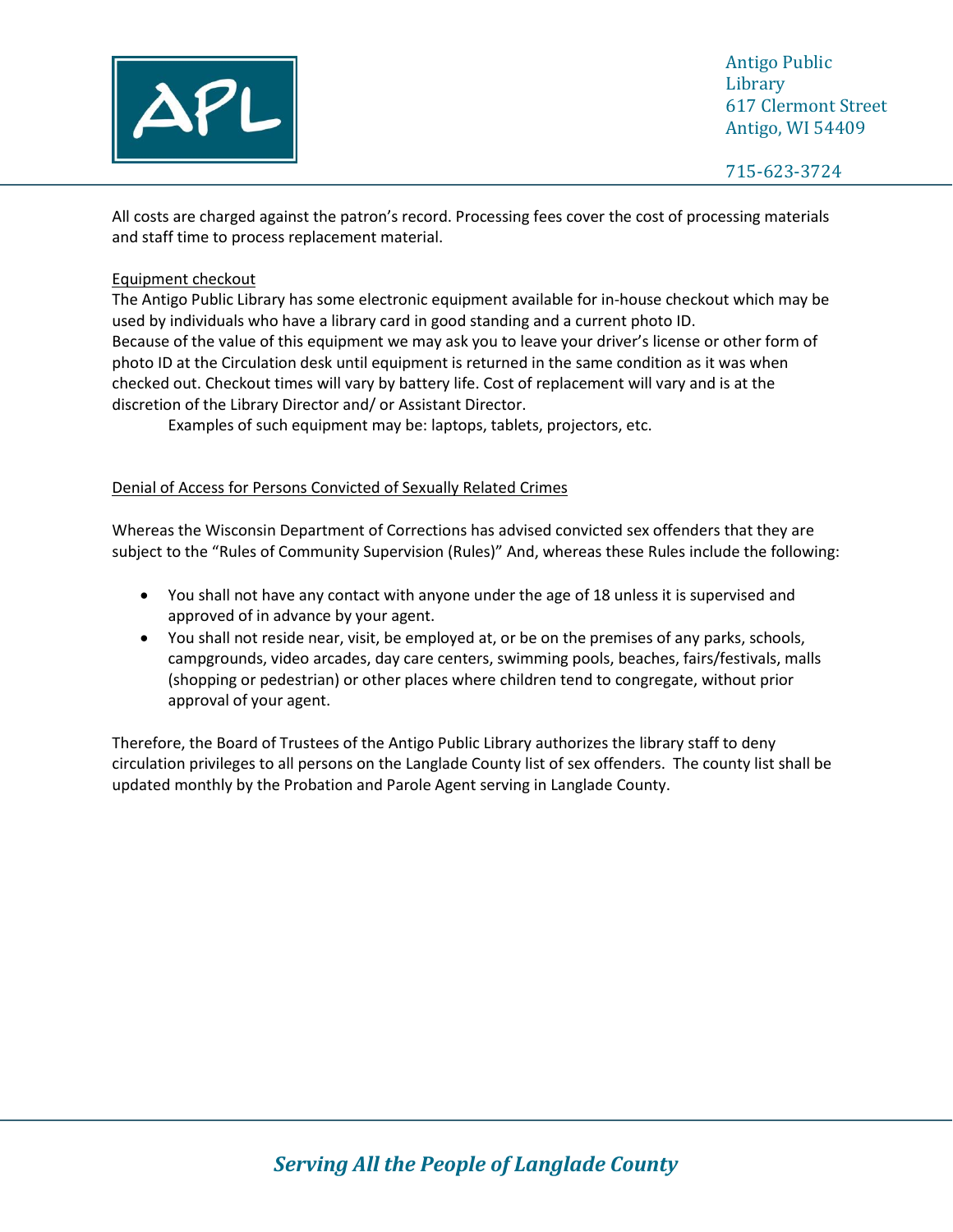All costs are charged against the patron's record. Processing fees cover the cost of processing materials and staff time to process replacement material.

Equipment checkout

The Antigo Public Library has some electronic equipment available for in-house checkout which may be used by individuals who have a library card in good standing and a current photo ID.
Because of the value of this equipment we may ask you to leave your driver's license or other form of photo ID at the Circulation desk until equipment is returned in the same condition as it was when checked out. Checkout times will vary by battery life. Cost of replacement will vary and is at the discretion of the Library Director and/ or Assistant Director.

Examples of such equipment may be: laptops, tablets, projectors, etc.

Denial of Access for Persons Convicted of Sexually Related Crimes

Whereas the Wisconsin Department of Corrections has advised convicted sex offenders that they are subject to the "Rules of Community Supervision (Rules)" And, whereas these Rules include the following:

- You shall not have any contact with anyone under the age of 18 unless it is supervised and approved of in advance by your agent.
- You shall not reside near, visit, be employed at, or be on the premises of any parks, schools, campgrounds, video arcades, day care centers, swimming pools, beaches, fairs/festivals, malls (shopping or pedestrian) or other places where children tend to congregate, without prior approval of your agent.

Therefore, the Board of Trustees of the Antigo Public Library authorizes the library staff to deny circulation privileges to all persons on the Langlade County list of sex offenders. The county list shall be updated monthly by the Probation and Parole Agent serving in Langlade County.